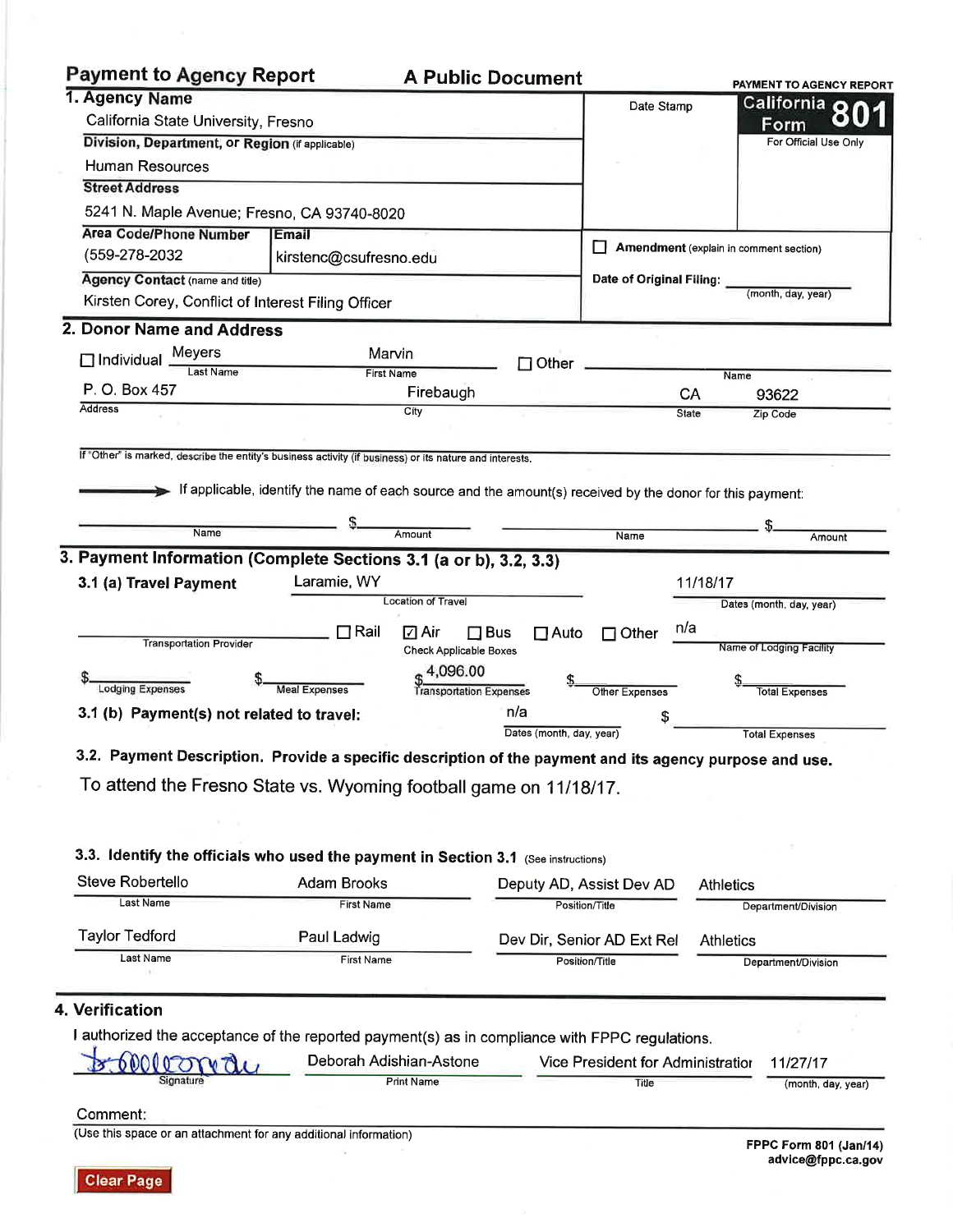# Payment to Agency Report — A Public Document

**PAYMENT TO AGENCY REPORT**
**California Form 801**
For Official Use Only

Date Stamp

## 1. Agency Name

California State University, Fresno

**Division, Department, or Region** (if applicable)

Human Resources

**Street Address**

5241 N. Maple Avenue; Fresno, CA 93740-8020

**Area Code/Phone Number**: (559-278-2032

**Email**: kirstenc@csufresno.edu

**Agency Contact** (name and title)

Kirsten Corey, Conflict of Interest Filing Officer

☐ **Amendment** (explain in comment section)

**Date of Original Filing:** ______ (month, day, year)

## 2. Donor Name and Address

☐ Individual — Last Name: Meyers — First Name: Marvin ☐ Other — Name: ______

Address: P. O. Box 457 — City: Firebaugh — State: CA — Zip Code: 93622

If "Other" is marked, describe the entity's business activity (if business) or its nature and interests.

➡ If applicable, identify the name of each source and the amount(s) received by the donor for this payment:

Name ______ Amount $______ Name ______ Amount $______

## 3. Payment Information (Complete Sections 3.1 (a or b), 3.2, 3.3)

**3.1 (a) Travel Payment**

Location of Travel: Laramie, WY

Dates (month, day, year): 11/18/17

Transportation Provider: ______ ☐ Rail ☑ Air ☐ Bus ☐ Auto ☐ Other (Check Applicable Boxes)

Name of Lodging Facility: n/a

| Lodging Expenses | Meal Expenses | Transportation Expenses | Other Expenses | Total Expenses |
|---|---|---|---|---|
| $ | $ | $4,096.00 | $ | $ |

**3.1 (b) Payment(s) not related to travel:** Dates (month, day, year): n/a — Total Expenses: $______

**3.2. Payment Description. Provide a specific description of the payment and its agency purpose and use.**

To attend the Fresno State vs. Wyoming football game on 11/18/17.

**3.3. Identify the officials who used the payment in Section 3.1** (See instructions)

| Last Name | First Name | Position/Title | Department/Division |
|---|---|---|---|
| Steve Robertello | Adam Brooks | Deputy AD, Assist Dev AD | Athletics |
| Taylor Tedford | Paul Ladwig | Dev Dir, Senior AD Ext Rel | Athletics |

## 4. Verification

I authorized the acceptance of the reported payment(s) as in compliance with FPPC regulations.

| Signature | Print Name | Title | (month, day, year) |
|---|---|---|---|
| [signature] | Deborah Adishian-Astone | Vice President for Administration | 11/27/17 |

Comment:

(Use this space or an attachment for any additional information)

FPPC Form 801 (Jan/14)
advice@fppc.ca.gov

Clear Page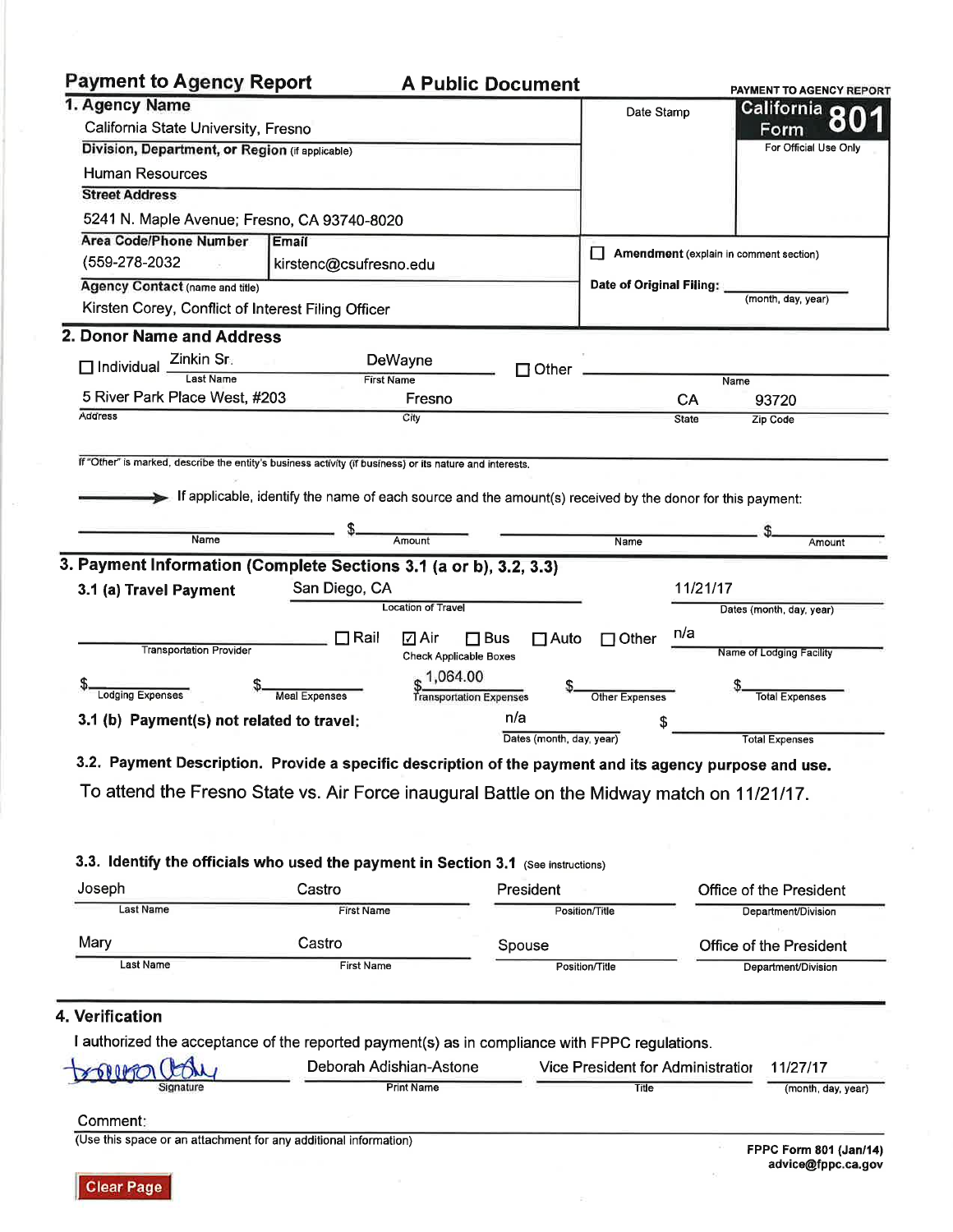**Payment to Agency Report** | **A Public Document** | PAYMENT TO AGENCY REPORT

**California Form 801**
For Official Use Only

Date Stamp

☐ **Amendment** (explain in comment section)

**Date of Original Filing:** ____________ (month, day, year)

## 1. Agency Name

California State University, Fresno

**Division, Department, or Region** (if applicable)

Human Resources

**Street Address**

5241 N. Maple Avenue; Fresno, CA 93740-8020

| Area Code/Phone Number | Email |
|---|---|
| (559-278-2032 | kirstenc@csufresno.edu |

**Agency Contact** (name and title)

Kirsten Corey, Conflict of Interest Filing Officer

## 2. Donor Name and Address

☐ Individual

| Last Name | First Name |
|---|---|
| Zinkin Sr. | DeWayne |

☐ Other ____________ Name

| Address | City | State | Zip Code |
|---|---|---|---|
| 5 River Park Place West, #203 | Fresno | CA | 93720 |

If "Other" is marked, describe the entity's business activity (if business) or its nature and interests.

→ If applicable, identify the name of each source and the amount(s) received by the donor for this payment:

| Name | Amount | Name | Amount |
|---|---|---|---|
| | $ | | $ |

## 3. Payment Information (Complete Sections 3.1 (a or b), 3.2, 3.3)

**3.1 (a) Travel Payment**

| Location of Travel | Dates (month, day, year) |
|---|---|
| San Diego, CA | 11/21/17 |

Transportation Provider: ____________

Check Applicable Boxes: ☐ Rail ☑ Air ☐ Bus ☐ Auto ☐ Other

Name of Lodging Facility: n/a

| Lodging Expenses | Meal Expenses | Transportation Expenses | Other Expenses | Total Expenses |
|---|---|---|---|---|
| $ | $ | $1,064.00 | $ | $ |

**3.1 (b) Payment(s) not related to travel:**

| Dates (month, day, year) | Total Expenses |
|---|---|
| n/a | $ |

**3.2. Payment Description. Provide a specific description of the payment and its agency purpose and use.**

To attend the Fresno State vs. Air Force inaugural Battle on the Midway match on 11/21/17.

**3.3. Identify the officials who used the payment in Section 3.1** (See instructions)

| Last Name | First Name | Position/Title | Department/Division |
|---|---|---|---|
| Joseph | Castro | President | Office of the President |
| Mary | Castro | Spouse | Office of the President |

## 4. Verification

I authorized the acceptance of the reported payment(s) as in compliance with FPPC regulations.

| Signature | Print Name | Title | (month, day, year) |
|---|---|---|---|
| [signature] | Deborah Adishian-Astone | Vice President for Administration | 11/27/17 |

Comment:

(Use this space or an attachment for any additional information)

FPPC Form 801 (Jan/14)
advice@fppc.ca.gov

Clear Page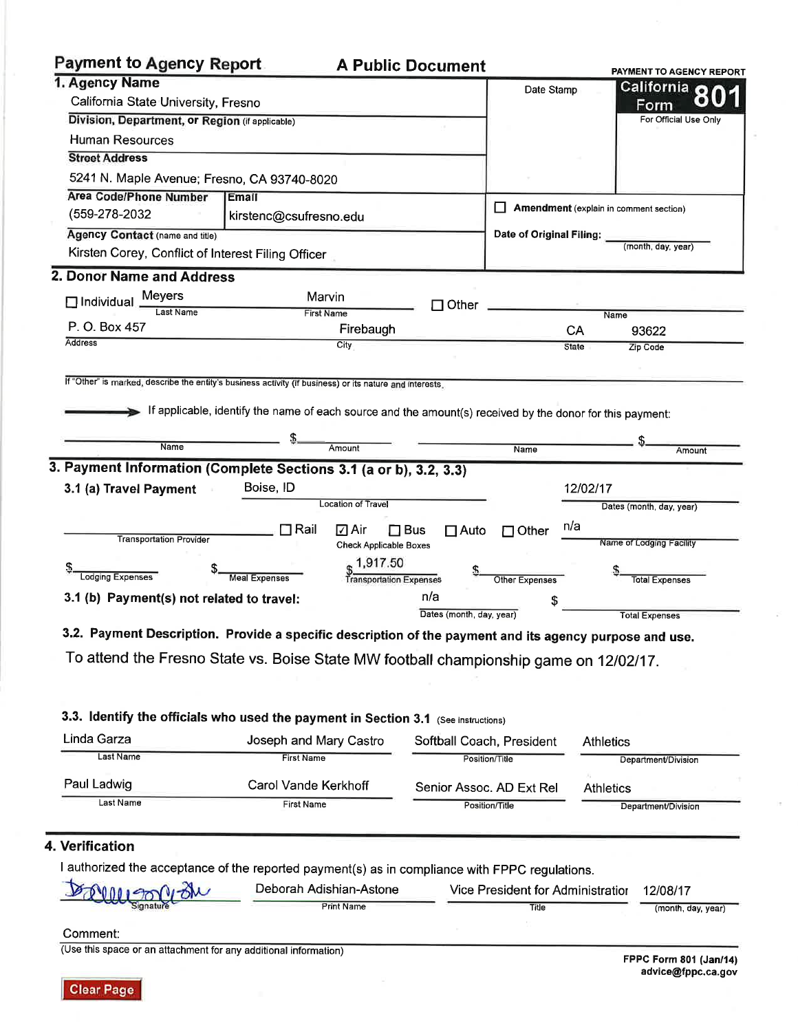# Payment to Agency Report

**A Public Document**

PAYMENT TO AGENCY REPORT

**California Form 801**

For Official Use Only

Date Stamp

## 1. Agency Name

California State University, Fresno

**Division, Department, or Region** (if applicable)

Human Resources

**Street Address**

5241 N. Maple Avenue; Fresno, CA 93740-8020

**Area Code/Phone Number**: (559-278-2032

**Email**: kirstenc@csufresno.edu

**Agency Contact** (name and title)

Kirsten Corey, Conflict of Interest Filing Officer

☐ **Amendment** (explain in comment section)

**Date of Original Filing:** (month, day, year)

## 2. Donor Name and Address

☐ Individual

| Last Name | First Name |
|---|---|
| Meyers | Marvin |

☐ Other — Name:

| Address | City | State | Zip Code |
|---|---|---|---|
| P. O. Box 457 | Firebaugh | CA | 93622 |

If "Other" is marked, describe the entity's business activity (if business) or its nature and interests.

If applicable, identify the name of each source and the amount(s) received by the donor for this payment:

| Name | Amount | Name | Amount |
|---|---|---|---|
| | $ | | $ |

## 3. Payment Information (Complete Sections 3.1 (a or b), 3.2, 3.3)

**3.1 (a) Travel Payment**

Location of Travel: Boise, ID

Dates (month, day, year): 12/02/17

Transportation Provider:

Check Applicable Boxes: ☐ Rail ☑ Air ☐ Bus ☐ Auto ☐ Other

Name of Lodging Facility: n/a

| Lodging Expenses | Meal Expenses | Transportation Expenses | Other Expenses | Total Expenses |
|---|---|---|---|---|
| $ | $ | $ 1,917.50 | $ | $ |

**3.1 (b) Payment(s) not related to travel:**

Dates (month, day, year): n/a

Total Expenses: $

**3.2. Payment Description. Provide a specific description of the payment and its agency purpose and use.**

To attend the Fresno State vs. Boise State MW football championship game on 12/02/17.

**3.3. Identify the officials who used the payment in Section 3.1** (See instructions)

| Last Name | First Name | Position/Title | Department/Division |
|---|---|---|---|
| Linda Garza | Joseph and Mary Castro | Softball Coach, President | Athletics |
| Paul Ladwig | Carol Vande Kerkhoff | Senior Assoc. AD Ext Rel | Athletics |

## 4. Verification

I authorized the acceptance of the reported payment(s) as in compliance with FPPC regulations.

| Signature | Print Name | Title | (month, day, year) |
|---|---|---|---|
| [signature] | Deborah Adishian-Astone | Vice President for Administration | 12/08/17 |

Comment:

(Use this space or an attachment for any additional information)

FPPC Form 801 (Jan/14)
advice@fppc.ca.gov

Clear Page